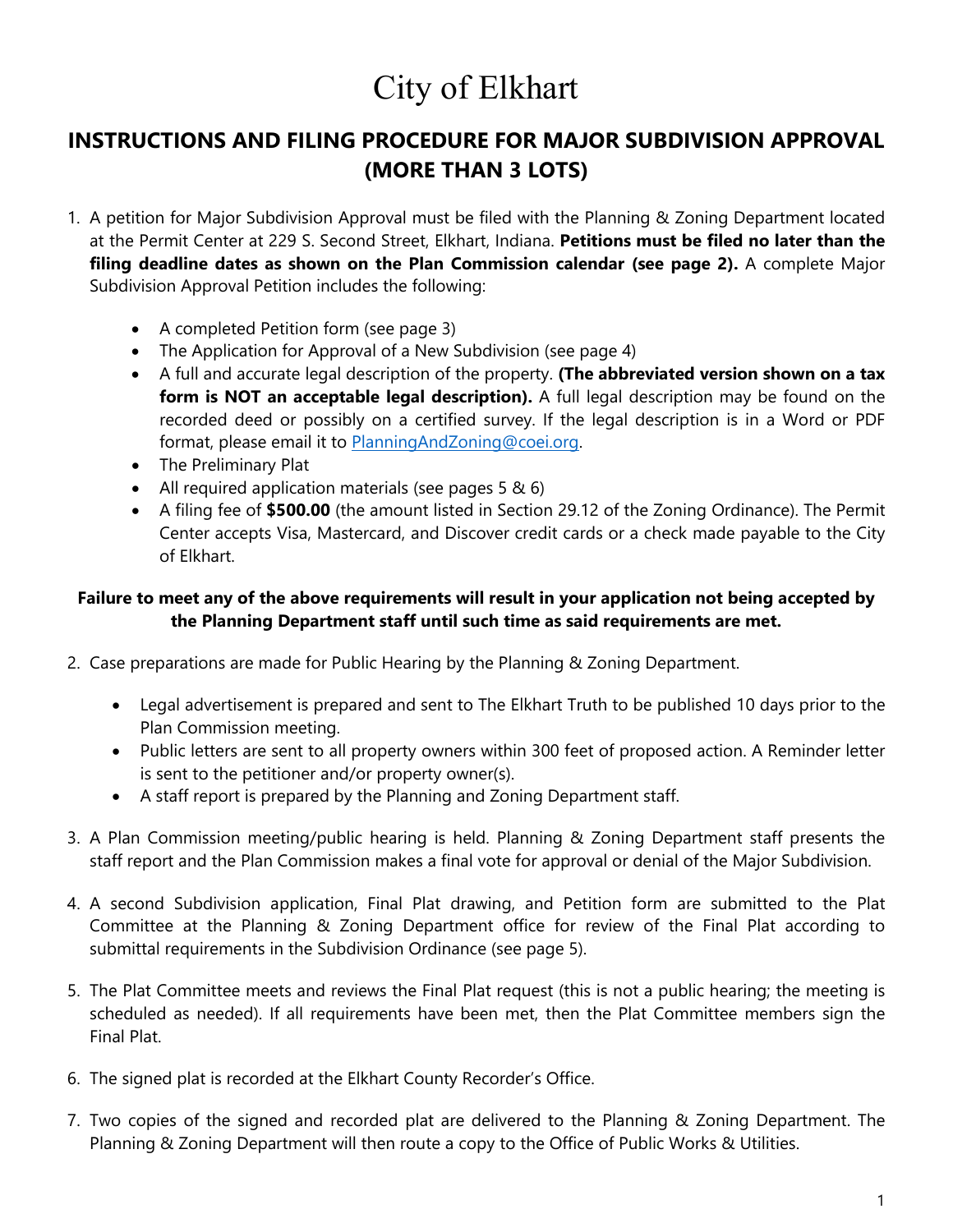# City of Elkhart

## INSTRUCTIONS AND FILING PROCEDURE FOR MAJOR SUBDIVISION APPROVAL (MORE THAN 3 LOTS)

1. A petition for Major Subdivision Approval must be filed with the Planning & Zoning Department located at the Permit Center at 229 S. Second Street, Elkhart, Indiana. **Petitions must be filed no later than the filing deadline dates as shown on the Plan Commission calendar (see page 2).** A complete Major Subdivision Approval Petition includes the following:

   - A completed Petition form (see page 3)
   - The Application for Approval of a New Subdivision (see page 4)
   - A full and accurate legal description of the property. **(The abbreviated version shown on a tax form is NOT an acceptable legal description).** A full legal description may be found on the recorded deed or possibly on a certified survey. If the legal description is in a Word or PDF format, please email it to [PlanningAndZoning@coei.org](mailto:PlanningAndZoning@coei.org).
   - The Preliminary Plat
   - All required application materials (see pages 5 & 6)
   - A filing fee of **$500.00** (the amount listed in Section 29.12 of the Zoning Ordinance). The Permit Center accepts Visa, Mastercard, and Discover credit cards or a check made payable to the City of Elkhart.

**Failure to meet any of the above requirements will result in your application not being accepted by the Planning Department staff until such time as said requirements are met.**

2. Case preparations are made for Public Hearing by the Planning & Zoning Department.

   - Legal advertisement is prepared and sent to The Elkhart Truth to be published 10 days prior to the Plan Commission meeting.
   - Public letters are sent to all property owners within 300 feet of proposed action. A Reminder letter is sent to the petitioner and/or property owner(s).
   - A staff report is prepared by the Planning and Zoning Department staff.

3. A Plan Commission meeting/public hearing is held. Planning & Zoning Department staff presents the staff report and the Plan Commission makes a final vote for approval or denial of the Major Subdivision.

4. A second Subdivision application, Final Plat drawing, and Petition form are submitted to the Plat Committee at the Planning & Zoning Department office for review of the Final Plat according to submittal requirements in the Subdivision Ordinance (see page 5).

5. The Plat Committee meets and reviews the Final Plat request (this is not a public hearing; the meeting is scheduled as needed). If all requirements have been met, then the Plat Committee members sign the Final Plat.

6. The signed plat is recorded at the Elkhart County Recorder's Office.

7. Two copies of the signed and recorded plat are delivered to the Planning & Zoning Department. The Planning & Zoning Department will then route a copy to the Office of Public Works & Utilities.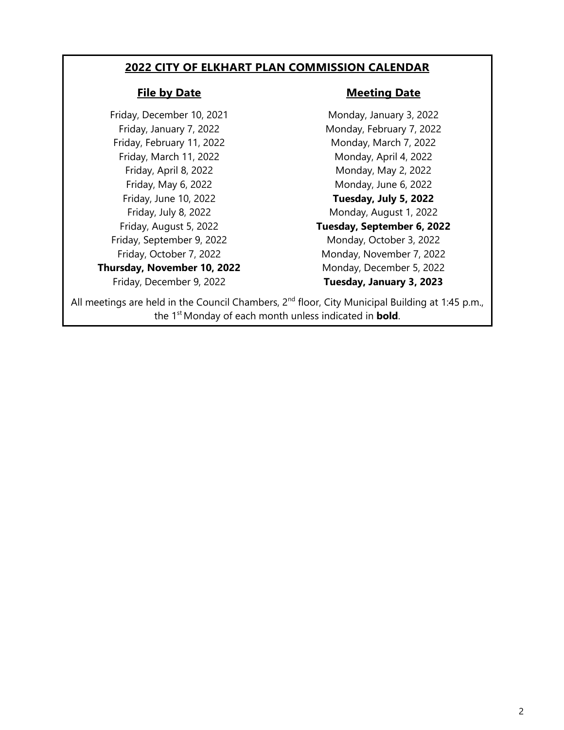## 2022 CITY OF ELKHART PLAN COMMISSION CALENDAR

| File by Date | Meeting Date |
|---|---|
| Friday, December 10, 2021 | Monday, January 3, 2022 |
| Friday, January 7, 2022 | Monday, February 7, 2022 |
| Friday, February 11, 2022 | Monday, March 7, 2022 |
| Friday, March 11, 2022 | Monday, April 4, 2022 |
| Friday, April 8, 2022 | Monday, May 2, 2022 |
| Friday, May 6, 2022 | Monday, June 6, 2022 |
| Friday, June 10, 2022 | **Tuesday, July 5, 2022** |
| Friday, July 8, 2022 | Monday, August 1, 2022 |
| Friday, August 5, 2022 | **Tuesday, September 6, 2022** |
| Friday, September 9, 2022 | Monday, October 3, 2022 |
| Friday, October 7, 2022 | Monday, November 7, 2022 |
| **Thursday, November 10, 2022** | Monday, December 5, 2022 |
| Friday, December 9, 2022 | **Tuesday, January 3, 2023** |

All meetings are held in the Council Chambers, 2nd floor, City Municipal Building at 1:45 p.m., the 1st Monday of each month unless indicated in **bold**.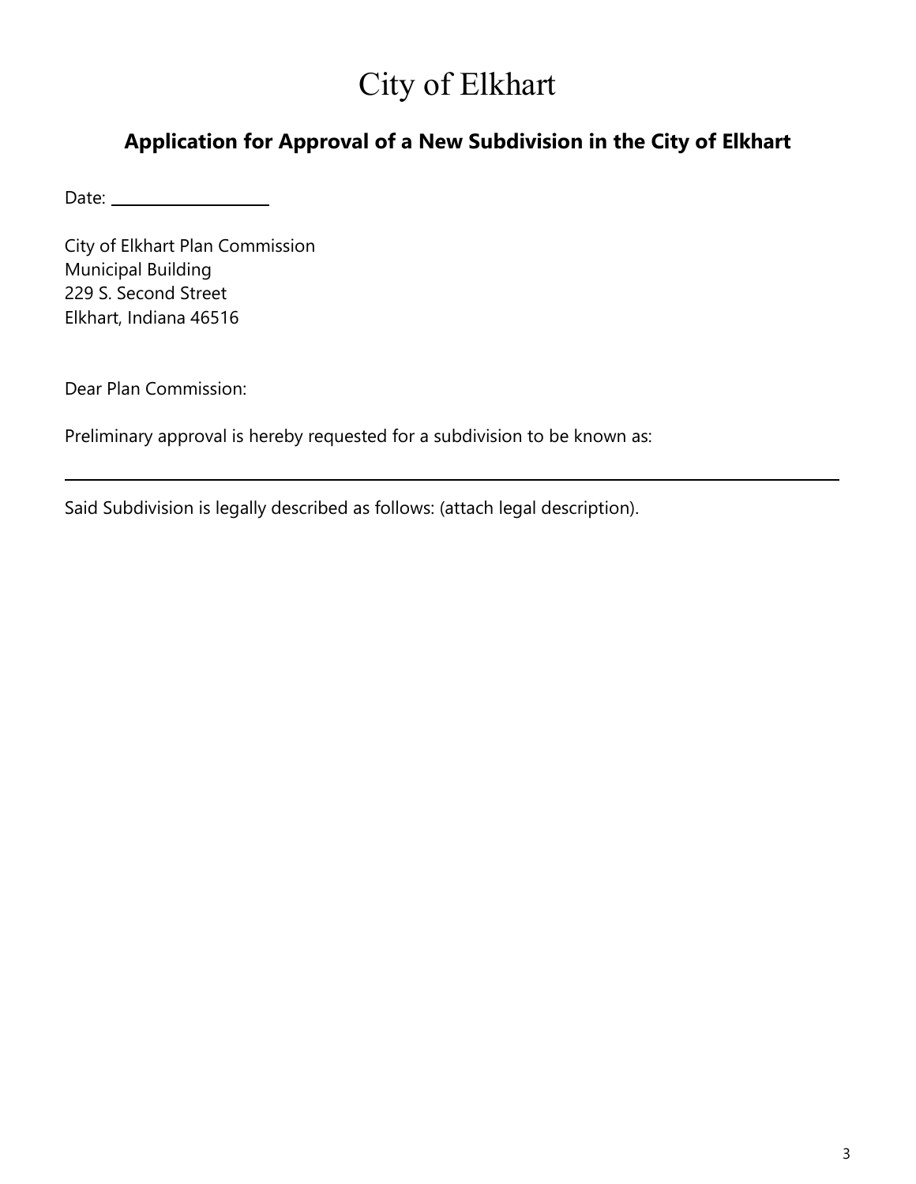# City of Elkhart

## Application for Approval of a New Subdivision in the City of Elkhart

Date: ____________________

City of Elkhart Plan Commission
Municipal Building
229 S. Second Street
Elkhart, Indiana 46516

Dear Plan Commission:

Preliminary approval is hereby requested for a subdivision to be known as:

______________________________________________________________________________

Said Subdivision is legally described as follows: (attach legal description).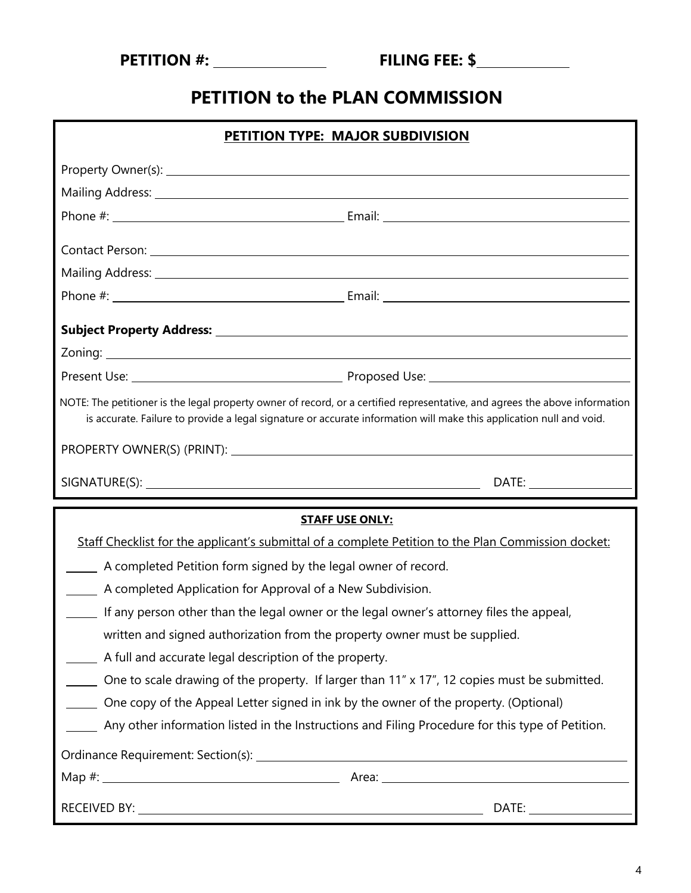**PETITION #:** ______________ **FILING FEE: $**____________

# PETITION to the PLAN COMMISSION

## PETITION TYPE: MAJOR SUBDIVISION

Property Owner(s): ________________________________________

Mailing Address: ________________________________________

Phone #: ____________________ Email: ____________________

Contact Person: ________________________________________

Mailing Address: ________________________________________

Phone #: ____________________ Email: ____________________

**Subject Property Address:** ________________________________________

Zoning: ________________________________________

Present Use: ____________________ Proposed Use: ____________________

NOTE: The petitioner is the legal property owner of record, or a certified representative, and agrees the above information is accurate. Failure to provide a legal signature or accurate information will make this application null and void.

PROPERTY OWNER(S) (PRINT): ________________________________________

SIGNATURE(S): ______________________________ DATE: ______________

**STAFF USE ONLY:**

Staff Checklist for the applicant's submittal of a complete Petition to the Plan Commission docket:

- _____ A completed Petition form signed by the legal owner of record.
- _____ A completed Application for Approval of a New Subdivision.
- _____ If any person other than the legal owner or the legal owner's attorney files the appeal, written and signed authorization from the property owner must be supplied.
- _____ A full and accurate legal description of the property.
- _____ One to scale drawing of the property. If larger than 11" x 17", 12 copies must be submitted.
- _____ One copy of the Appeal Letter signed in ink by the owner of the property. (Optional)
- _____ Any other information listed in the Instructions and Filing Procedure for this type of Petition.

Ordinance Requirement: Section(s): ________________________________________

Map #: ____________________ Area: ____________________

RECEIVED BY: ______________________________ DATE: ______________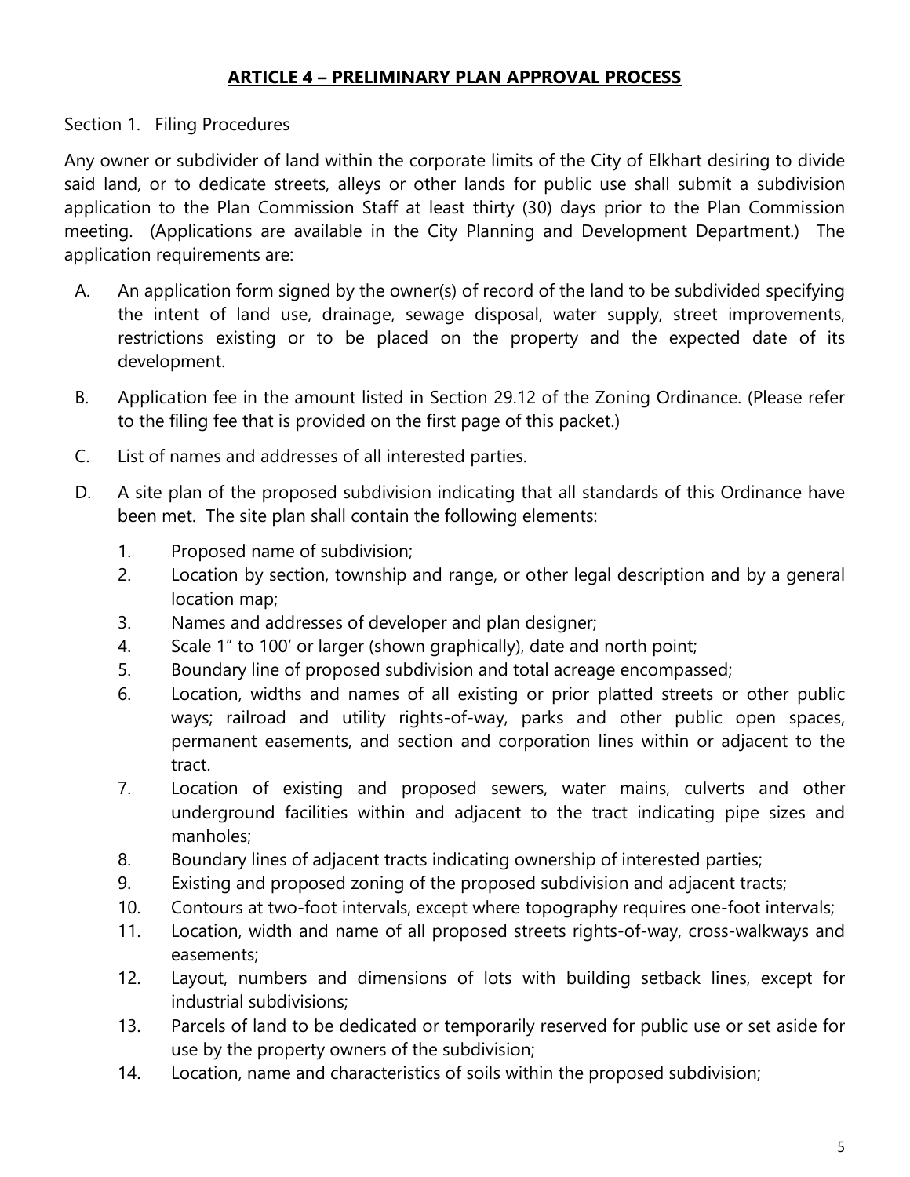## ARTICLE 4 – PRELIMINARY PLAN APPROVAL PROCESS

Section 1. Filing Procedures

Any owner or subdivider of land within the corporate limits of the City of Elkhart desiring to divide said land, or to dedicate streets, alleys or other lands for public use shall submit a subdivision application to the Plan Commission Staff at least thirty (30) days prior to the Plan Commission meeting. (Applications are available in the City Planning and Development Department.) The application requirements are:

A. An application form signed by the owner(s) of record of the land to be subdivided specifying the intent of land use, drainage, sewage disposal, water supply, street improvements, restrictions existing or to be placed on the property and the expected date of its development.

B. Application fee in the amount listed in Section 29.12 of the Zoning Ordinance. (Please refer to the filing fee that is provided on the first page of this packet.)

C. List of names and addresses of all interested parties.

D. A site plan of the proposed subdivision indicating that all standards of this Ordinance have been met. The site plan shall contain the following elements:

   1. Proposed name of subdivision;
   2. Location by section, township and range, or other legal description and by a general location map;
   3. Names and addresses of developer and plan designer;
   4. Scale 1" to 100' or larger (shown graphically), date and north point;
   5. Boundary line of proposed subdivision and total acreage encompassed;
   6. Location, widths and names of all existing or prior platted streets or other public ways; railroad and utility rights-of-way, parks and other public open spaces, permanent easements, and section and corporation lines within or adjacent to the tract.
   7. Location of existing and proposed sewers, water mains, culverts and other underground facilities within and adjacent to the tract indicating pipe sizes and manholes;
   8. Boundary lines of adjacent tracts indicating ownership of interested parties;
   9. Existing and proposed zoning of the proposed subdivision and adjacent tracts;
   10. Contours at two-foot intervals, except where topography requires one-foot intervals;
   11. Location, width and name of all proposed streets rights-of-way, cross-walkways and easements;
   12. Layout, numbers and dimensions of lots with building setback lines, except for industrial subdivisions;
   13. Parcels of land to be dedicated or temporarily reserved for public use or set aside for use by the property owners of the subdivision;
   14. Location, name and characteristics of soils within the proposed subdivision;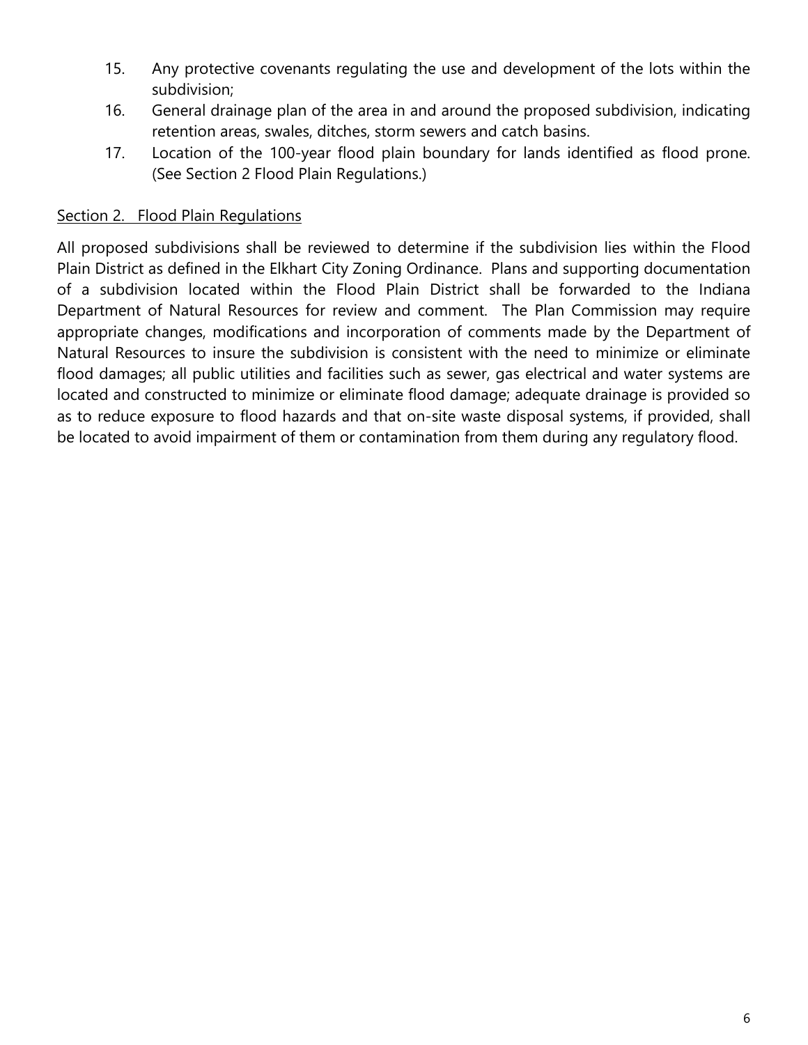15. Any protective covenants regulating the use and development of the lots within the subdivision;
16. General drainage plan of the area in and around the proposed subdivision, indicating retention areas, swales, ditches, storm sewers and catch basins.
17. Location of the 100-year flood plain boundary for lands identified as flood prone. (See Section 2 Flood Plain Regulations.)

## Section 2. Flood Plain Regulations

All proposed subdivisions shall be reviewed to determine if the subdivision lies within the Flood Plain District as defined in the Elkhart City Zoning Ordinance. Plans and supporting documentation of a subdivision located within the Flood Plain District shall be forwarded to the Indiana Department of Natural Resources for review and comment. The Plan Commission may require appropriate changes, modifications and incorporation of comments made by the Department of Natural Resources to insure the subdivision is consistent with the need to minimize or eliminate flood damages; all public utilities and facilities such as sewer, gas electrical and water systems are located and constructed to minimize or eliminate flood damage; adequate drainage is provided so as to reduce exposure to flood hazards and that on-site waste disposal systems, if provided, shall be located to avoid impairment of them or contamination from them during any regulatory flood.